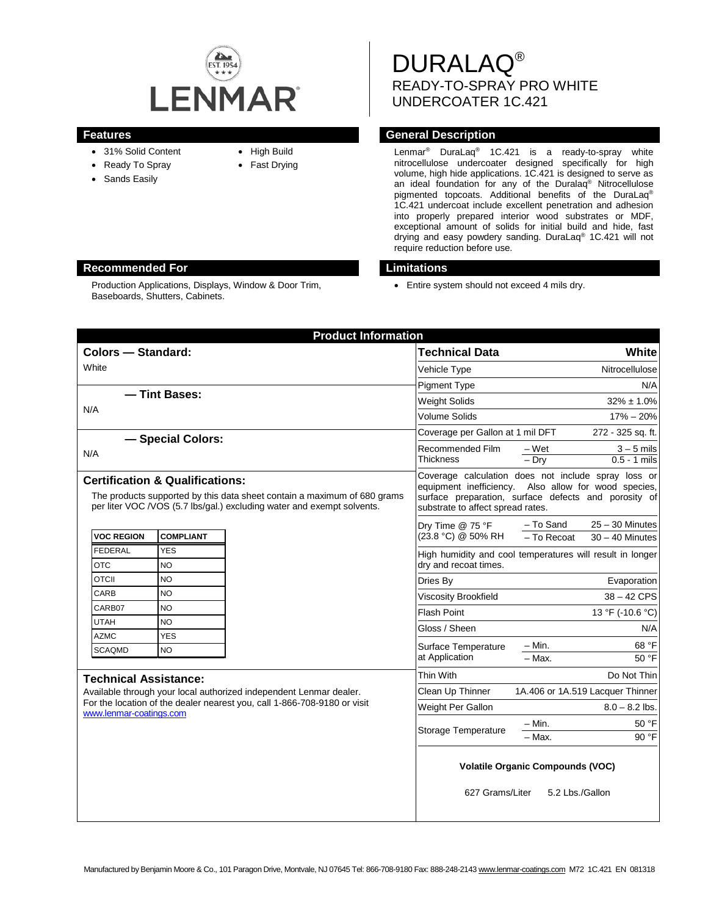LENMAR

# DURALAQ®

## READY-TO-SPRAY PRO WHITE UNDERCOATER 1C.421

## Features

- 31% Solid Content
- Ready To Spray
- Sands Easily
- High Build
- Fast Drying

## General Description

Lenmar® DuraLaq® 1C.421 is a ready-to-spray white nitrocellulose undercoater designed specifically for high volume, high hide applications. 1C.421 is designed to serve as an ideal foundation for any of the Duralaq® Nitrocellulose pigmented topcoats. Additional benefits of the DuraLaq® 1C.421 undercoat include excellent penetration and adhesion into properly prepared interior wood substrates or MDF, exceptional amount of solids for initial build and hide, fast drying and easy powdery sanding. DuraLaq® 1C.421 will not require reduction before use.

## Recommended For

Production Applications, Displays, Window & Door Trim, Baseboards, Shutters, Cabinets.

## Limitations

- Entire system should not exceed 4 mils dry.

## Product Information

### Colors — Standard:

White

### — Tint Bases:

N/A

### — Special Colors:

N/A

### Certification & Qualifications:

The products supported by this data sheet contain a maximum of 680 grams per liter VOC /VOS (5.7 lbs/gal.) excluding water and exempt solvents.

| VOC REGION | COMPLIANT |
|---|---|
| FEDERAL | YES |
| OTC | NO |
| OTCII | NO |
| CARB | NO |
| CARB07 | NO |
| UTAH | NO |
| AZMC | YES |
| SCAQMD | NO |

### Technical Assistance:

Available through your local authorized independent Lenmar dealer. For the location of the dealer nearest you, call 1-866-708-9180 or visit www.lenmar-coatings.com

| Technical Data | | White |
|---|---|---|
| Vehicle Type | | Nitrocellulose |
| Pigment Type | | N/A |
| Weight Solids | | 32% ± 1.0% |
| Volume Solids | | 17% – 20% |
| Coverage per Gallon at 1 mil DFT | | 272 - 325 sq. ft. |
| Recommended Film Thickness | – Wet | 3 – 5 mils |
| | – Dry | 0.5 - 1 mils |

Coverage calculation does not include spray loss or equipment inefficiency. Also allow for wood species, surface preparation, surface defects and porosity of substrate to affect spread rates.

| | | |
|---|---|---|
| Dry Time @ 75 °F (23.8 °C) @ 50% RH | – To Sand | 25 – 30 Minutes |
| | – To Recoat | 30 – 40 Minutes |

High humidity and cool temperatures will result in longer dry and recoat times.

| | | |
|---|---|---|
| Dries By | | Evaporation |
| Viscosity Brookfield | | 38 – 42 CPS |
| Flash Point | | 13 °F (-10.6 °C) |
| Gloss / Sheen | | N/A |
| Surface Temperature at Application | – Min. | 68 °F |
| | – Max. | 50 °F |
| Thin With | | Do Not Thin |
| Clean Up Thinner | | 1A.406 or 1A.519 Lacquer Thinner |
| Weight Per Gallon | | 8.0 – 8.2 lbs. |
| Storage Temperature | – Min. | 50 °F |
| | – Max. | 90 °F |

**Volatile Organic Compounds (VOC)**

627 Grams/Liter 5.2 Lbs./Gallon

Manufactured by Benjamin Moore & Co., 101 Paragon Drive, Montvale, NJ 07645 Tel: 866-708-9180 Fax: 888-248-2143 www.lenmar-coatings.com M72 1C.421 EN 081318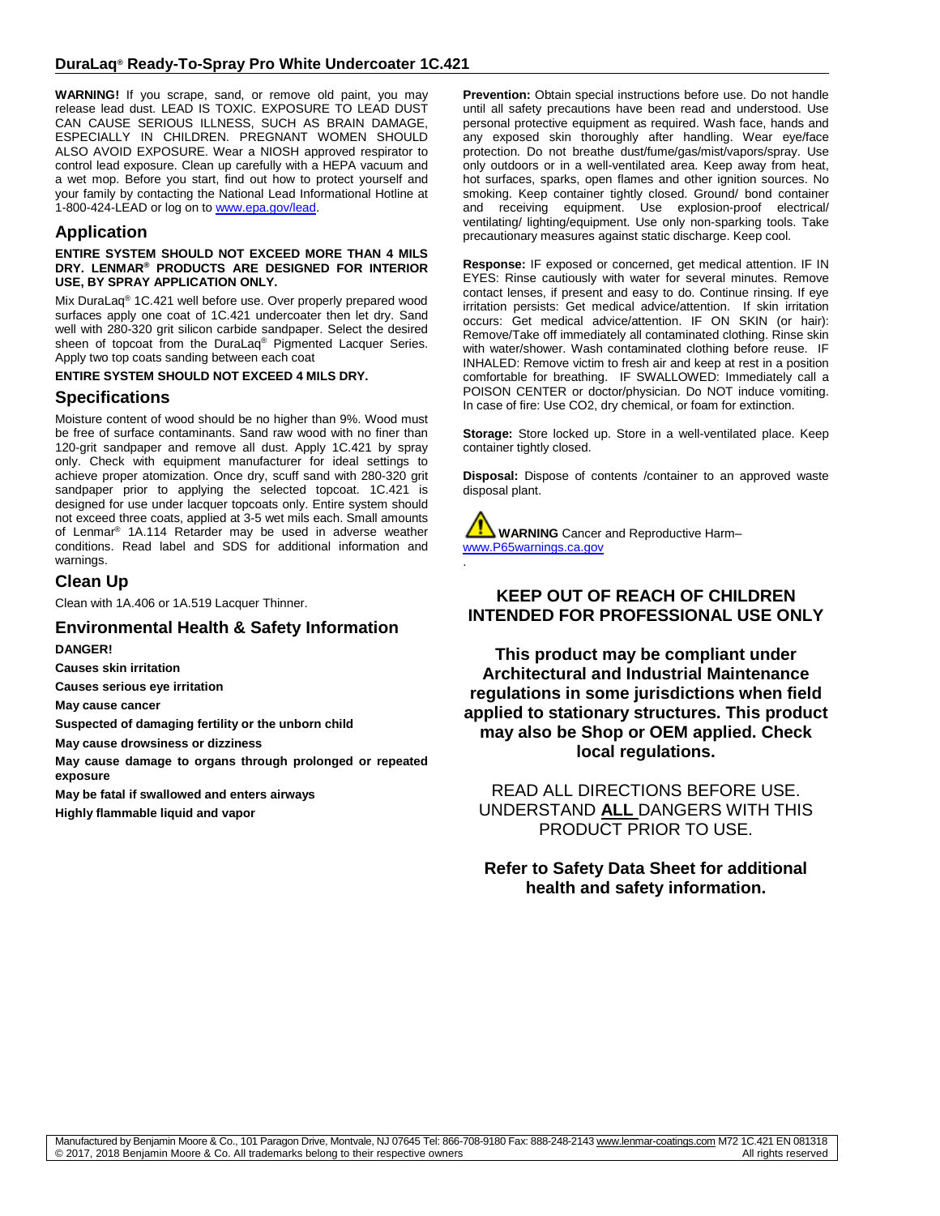# DuraLaq® Ready-To-Spray Pro White Undercoater 1C.421

**WARNING!** If you scrape, sand, or remove old paint, you may release lead dust. LEAD IS TOXIC. EXPOSURE TO LEAD DUST CAN CAUSE SERIOUS ILLNESS, SUCH AS BRAIN DAMAGE, ESPECIALLY IN CHILDREN. PREGNANT WOMEN SHOULD ALSO AVOID EXPOSURE. Wear a NIOSH approved respirator to control lead exposure. Clean up carefully with a HEPA vacuum and a wet mop. Before you start, find out how to protect yourself and your family by contacting the National Lead Informational Hotline at 1-800-424-LEAD or log on to www.epa.gov/lead.

## Application

**ENTIRE SYSTEM SHOULD NOT EXCEED MORE THAN 4 MILS DRY. LENMAR® PRODUCTS ARE DESIGNED FOR INTERIOR USE, BY SPRAY APPLICATION ONLY.**

Mix DuraLaq® 1C.421 well before use. Over properly prepared wood surfaces apply one coat of 1C.421 undercoater then let dry. Sand well with 280-320 grit silicon carbide sandpaper. Select the desired sheen of topcoat from the DuraLaq® Pigmented Lacquer Series. Apply two top coats sanding between each coat

**ENTIRE SYSTEM SHOULD NOT EXCEED 4 MILS DRY.**

## Specifications

Moisture content of wood should be no higher than 9%. Wood must be free of surface contaminants. Sand raw wood with no finer than 120-grit sandpaper and remove all dust. Apply 1C.421 by spray only. Check with equipment manufacturer for ideal settings to achieve proper atomization. Once dry, scuff sand with 280-320 grit sandpaper prior to applying the selected topcoat. 1C.421 is designed for use under lacquer topcoats only. Entire system should not exceed three coats, applied at 3-5 wet mils each. Small amounts of Lenmar® 1A.114 Retarder may be used in adverse weather conditions. Read label and SDS for additional information and warnings.

## Clean Up

Clean with 1A.406 or 1A.519 Lacquer Thinner.

## Environmental Health & Safety Information

**DANGER!**

**Causes skin irritation**

**Causes serious eye irritation**

**May cause cancer**

**Suspected of damaging fertility or the unborn child**

**May cause drowsiness or dizziness**

**May cause damage to organs through prolonged or repeated exposure**

**May be fatal if swallowed and enters airways**

**Highly flammable liquid and vapor**

**Prevention:** Obtain special instructions before use. Do not handle until all safety precautions have been read and understood. Use personal protective equipment as required. Wash face, hands and any exposed skin thoroughly after handling. Wear eye/face protection. Do not breathe dust/fume/gas/mist/vapors/spray. Use only outdoors or in a well-ventilated area. Keep away from heat, hot surfaces, sparks, open flames and other ignition sources. No smoking. Keep container tightly closed. Ground/ bond container and receiving equipment. Use explosion-proof electrical/ ventilating/ lighting/equipment. Use only non-sparking tools. Take precautionary measures against static discharge. Keep cool.

**Response:** IF exposed or concerned, get medical attention. IF IN EYES: Rinse cautiously with water for several minutes. Remove contact lenses, if present and easy to do. Continue rinsing. If eye irritation persists: Get medical advice/attention. If skin irritation occurs: Get medical advice/attention. IF ON SKIN (or hair): Remove/Take off immediately all contaminated clothing. Rinse skin with water/shower. Wash contaminated clothing before reuse. IF INHALED: Remove victim to fresh air and keep at rest in a position comfortable for breathing. IF SWALLOWED: Immediately call a POISON CENTER or doctor/physician. Do NOT induce vomiting. In case of fire: Use CO2, dry chemical, or foam for extinction.

**Storage:** Store locked up. Store in a well-ventilated place. Keep container tightly closed.

**Disposal:** Dispose of contents /container to an approved waste disposal plant.

**WARNING** Cancer and Reproductive Harm– www.P65warnings.ca.gov

**KEEP OUT OF REACH OF CHILDREN**
**INTENDED FOR PROFESSIONAL USE ONLY**

**This product may be compliant under Architectural and Industrial Maintenance regulations in some jurisdictions when field applied to stationary structures. This product may also be Shop or OEM applied. Check local regulations.**

READ ALL DIRECTIONS BEFORE USE. UNDERSTAND **ALL** DANGERS WITH THIS PRODUCT PRIOR TO USE.

**Refer to Safety Data Sheet for additional health and safety information.**

Manufactured by Benjamin Moore & Co., 101 Paragon Drive, Montvale, NJ 07645 Tel: 866-708-9180 Fax: 888-248-2143 www.lenmar-coatings.com M72 1C.421 EN 081318
© 2017, 2018 Benjamin Moore & Co. All trademarks belong to their respective owners All rights reserved